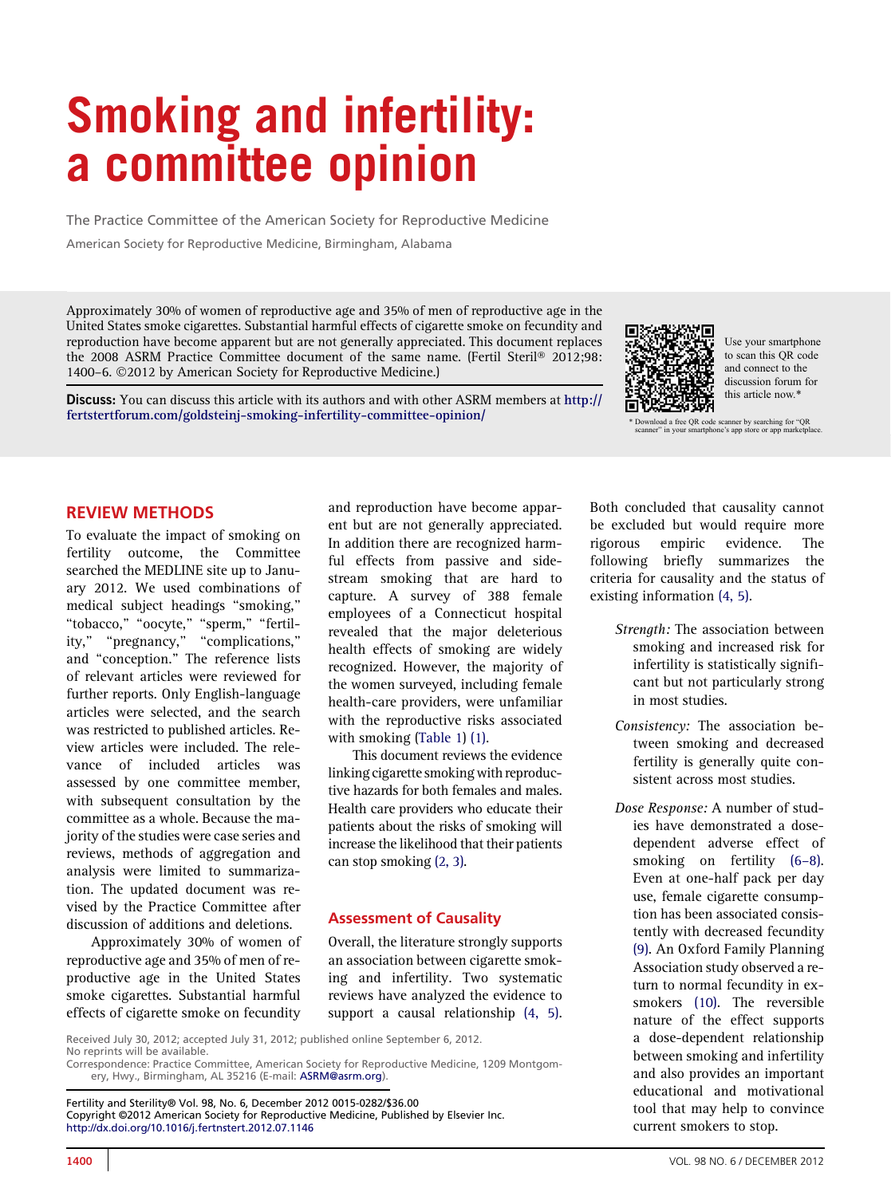# Smoking and infertility: a committee opinion

The Practice Committee of the American Society for Reproductive Medicine

American Society for Reproductive Medicine, Birmingham, Alabama

Approximately 30% of women of reproductive age and 35% of men of reproductive age in the United States smoke cigarettes. Substantial harmful effects of cigarette smoke on fecundity and reproduction have become apparent but are not generally appreciated. This document replaces the 2008 ASRM Practice Committee document of the same name. (Fertil Steril® 2012;98: 1400–6. ©2012 by American Society for Reproductive Medicine.)

**Discuss:** You can discuss this article with its authors and with other ASRM members at http://fertstertforum.com/goldsteinj-smoking-infertility-committee-opinion/

Use your smartphone to scan this QR code and connect to the discussion forum for this article now.*

\* Download a free QR code scanner by searching for "QR scanner" in your smartphone's app store or app marketplace.

## REVIEW METHODS

To evaluate the impact of smoking on fertility outcome, the Committee searched the MEDLINE site up to January 2012. We used combinations of medical subject headings "smoking," "tobacco," "oocyte," "sperm," "fertility," "pregnancy," "complications," and "conception." The reference lists of relevant articles were reviewed for further reports. Only English-language articles were selected, and the search was restricted to published articles. Review articles were included. The relevance of included articles was assessed by one committee member, with subsequent consultation by the committee as a whole. Because the majority of the studies were case series and reviews, methods of aggregation and analysis were limited to summarization. The updated document was revised by the Practice Committee after discussion of additions and deletions.

Approximately 30% of women of reproductive age and 35% of men of reproductive age in the United States smoke cigarettes. Substantial harmful effects of cigarette smoke on fecundity and reproduction have become apparent but are not generally appreciated. In addition there are recognized harmful effects from passive and sidestream smoking that are hard to capture. A survey of 388 female employees of a Connecticut hospital revealed that the major deleterious health effects of smoking are widely recognized. However, the majority of the women surveyed, including female health-care providers, were unfamiliar with the reproductive risks associated with smoking (Table 1) (1).

This document reviews the evidence linking cigarette smoking with reproductive hazards for both females and males. Health care providers who educate their patients about the risks of smoking will increase the likelihood that their patients can stop smoking (2, 3).

### Assessment of Causality

Overall, the literature strongly supports an association between cigarette smoking and infertility. Two systematic reviews have analyzed the evidence to support a causal relationship (4, 5). Both concluded that causality cannot be excluded but would require more rigorous empiric evidence. The following briefly summarizes the criteria for causality and the status of existing information (4, 5).

*Strength:* The association between smoking and increased risk for infertility is statistically significant but not particularly strong in most studies.

*Consistency:* The association between smoking and decreased fertility is generally quite consistent across most studies.

*Dose Response:* A number of studies have demonstrated a dose-dependent adverse effect of smoking on fertility (6–8). Even at one-half pack per day use, female cigarette consumption has been associated consistently with decreased fecundity (9). An Oxford Family Planning Association study observed a return to normal fecundity in ex-smokers (10). The reversible nature of the effect supports a dose-dependent relationship between smoking and infertility and also provides an important educational and motivational tool that may help to convince current smokers to stop.

Received July 30, 2012; accepted July 31, 2012; published online September 6, 2012.
No reprints will be available.
Correspondence: Practice Committee, American Society for Reproductive Medicine, 1209 Montgomery, Hwy., Birmingham, AL 35216 (E-mail: ASRM@asrm.org).

Fertility and Sterility® Vol. 98, No. 6, December 2012 0015-0282/$36.00
Copyright ©2012 American Society for Reproductive Medicine, Published by Elsevier Inc.
http://dx.doi.org/10.1016/j.fertnstert.2012.07.1146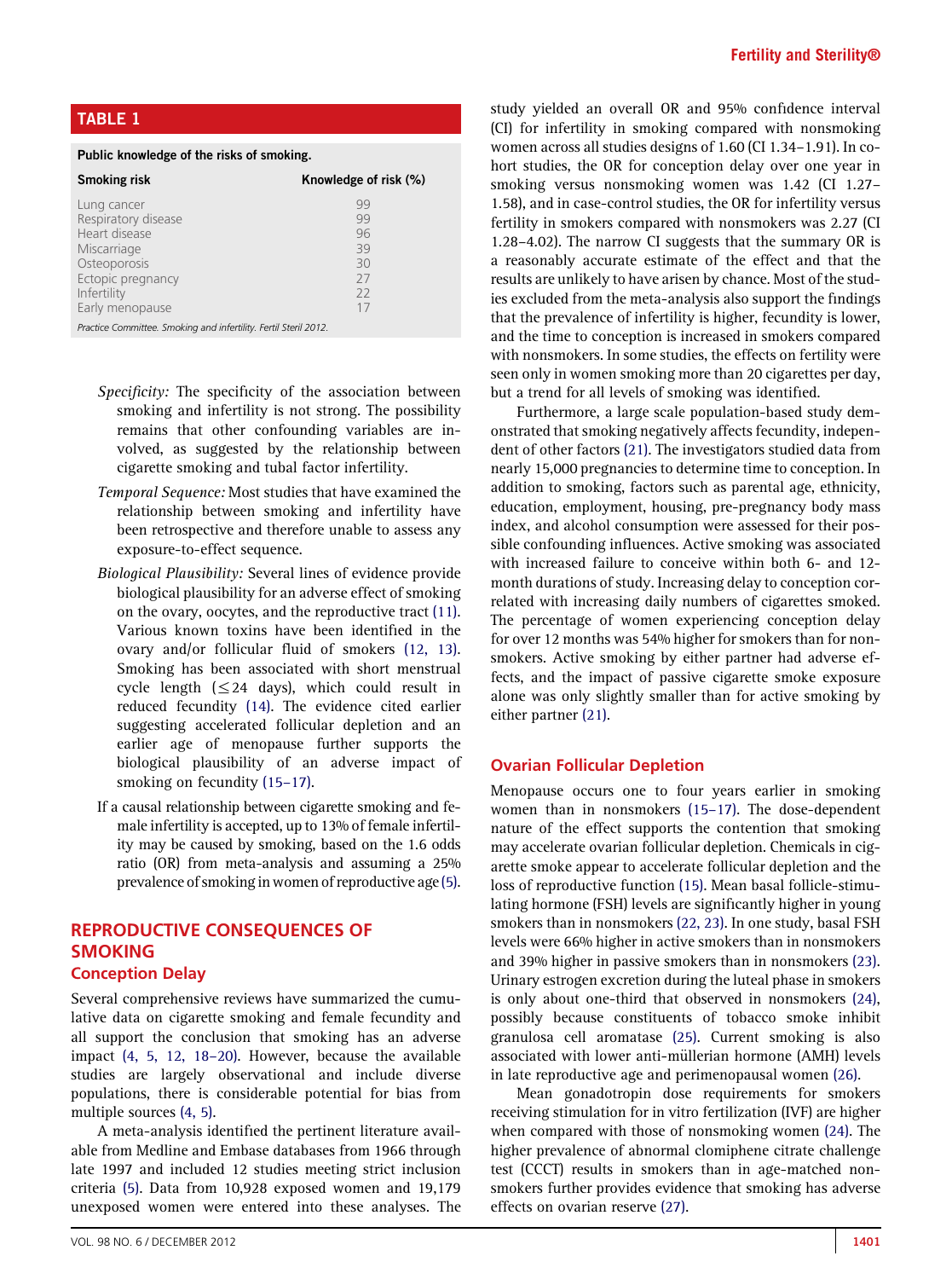**TABLE 1**

Public knowledge of the risks of smoking.

| Smoking risk | Knowledge of risk (%) |
| --- | --- |
| Lung cancer | 99 |
| Respiratory disease | 99 |
| Heart disease | 96 |
| Miscarriage | 39 |
| Osteoporosis | 30 |
| Ectopic pregnancy | 27 |
| Infertility | 22 |
| Early menopause | 17 |

*Practice Committee. Smoking and infertility. Fertil Steril 2012.*

*Specificity:* The specificity of the association between smoking and infertility is not strong. The possibility remains that other confounding variables are involved, as suggested by the relationship between cigarette smoking and tubal factor infertility.

*Temporal Sequence:* Most studies that have examined the relationship between smoking and infertility have been retrospective and therefore unable to assess any exposure-to-effect sequence.

*Biological Plausibility:* Several lines of evidence provide biological plausibility for an adverse effect of smoking on the ovary, oocytes, and the reproductive tract (11). Various known toxins have been identified in the ovary and/or follicular fluid of smokers (12, 13). Smoking has been associated with short menstrual cycle length ($\leq$24 days), which could result in reduced fecundity (14). The evidence cited earlier suggesting accelerated follicular depletion and an earlier age of menopause further supports the biological plausibility of an adverse impact of smoking on fecundity (15–17).

If a causal relationship between cigarette smoking and female infertility is accepted, up to 13% of female infertility may be caused by smoking, based on the 1.6 odds ratio (OR) from meta-analysis and assuming a 25% prevalence of smoking in women of reproductive age (5).

## REPRODUCTIVE CONSEQUENCES OF SMOKING

### Conception Delay

Several comprehensive reviews have summarized the cumulative data on cigarette smoking and female fecundity and all support the conclusion that smoking has an adverse impact (4, 5, 12, 18–20). However, because the available studies are largely observational and include diverse populations, there is considerable potential for bias from multiple sources (4, 5).

A meta-analysis identified the pertinent literature available from Medline and Embase databases from 1966 through late 1997 and included 12 studies meeting strict inclusion criteria (5). Data from 10,928 exposed women and 19,179 unexposed women were entered into these analyses. The study yielded an overall OR and 95% confidence interval (CI) for infertility in smoking compared with nonsmoking women across all studies designs of 1.60 (CI 1.34–1.91). In cohort studies, the OR for conception delay over one year in smoking versus nonsmoking women was 1.42 (CI 1.27–1.58), and in case-control studies, the OR for infertility versus fertility in smokers compared with nonsmokers was 2.27 (CI 1.28–4.02). The narrow CI suggests that the summary OR is a reasonably accurate estimate of the effect and that the results are unlikely to have arisen by chance. Most of the studies excluded from the meta-analysis also support the findings that the prevalence of infertility is higher, fecundity is lower, and the time to conception is increased in smokers compared with nonsmokers. In some studies, the effects on fertility were seen only in women smoking more than 20 cigarettes per day, but a trend for all levels of smoking was identified.

Furthermore, a large scale population-based study demonstrated that smoking negatively affects fecundity, independent of other factors (21). The investigators studied data from nearly 15,000 pregnancies to determine time to conception. In addition to smoking, factors such as parental age, ethnicity, education, employment, housing, pre-pregnancy body mass index, and alcohol consumption were assessed for their possible confounding influences. Active smoking was associated with increased failure to conceive within both 6- and 12-month durations of study. Increasing delay to conception correlated with increasing daily numbers of cigarettes smoked. The percentage of women experiencing conception delay for over 12 months was 54% higher for smokers than for nonsmokers. Active smoking by either partner had adverse effects, and the impact of passive cigarette smoke exposure alone was only slightly smaller than for active smoking by either partner (21).

### Ovarian Follicular Depletion

Menopause occurs one to four years earlier in smoking women than in nonsmokers (15–17). The dose-dependent nature of the effect supports the contention that smoking may accelerate ovarian follicular depletion. Chemicals in cigarette smoke appear to accelerate follicular depletion and the loss of reproductive function (15). Mean basal follicle-stimulating hormone (FSH) levels are significantly higher in young smokers than in nonsmokers (22, 23). In one study, basal FSH levels were 66% higher in active smokers than in nonsmokers and 39% higher in passive smokers than in nonsmokers (23). Urinary estrogen excretion during the luteal phase in smokers is only about one-third that observed in nonsmokers (24), possibly because constituents of tobacco smoke inhibit granulosa cell aromatase (25). Current smoking is also associated with lower anti-müllerian hormone (AMH) levels in late reproductive age and perimenopausal women (26).

Mean gonadotropin dose requirements for smokers receiving stimulation for in vitro fertilization (IVF) are higher when compared with those of nonsmoking women (24). The higher prevalence of abnormal clomiphene citrate challenge test (CCCT) results in smokers than in age-matched nonsmokers further provides evidence that smoking has adverse effects on ovarian reserve (27).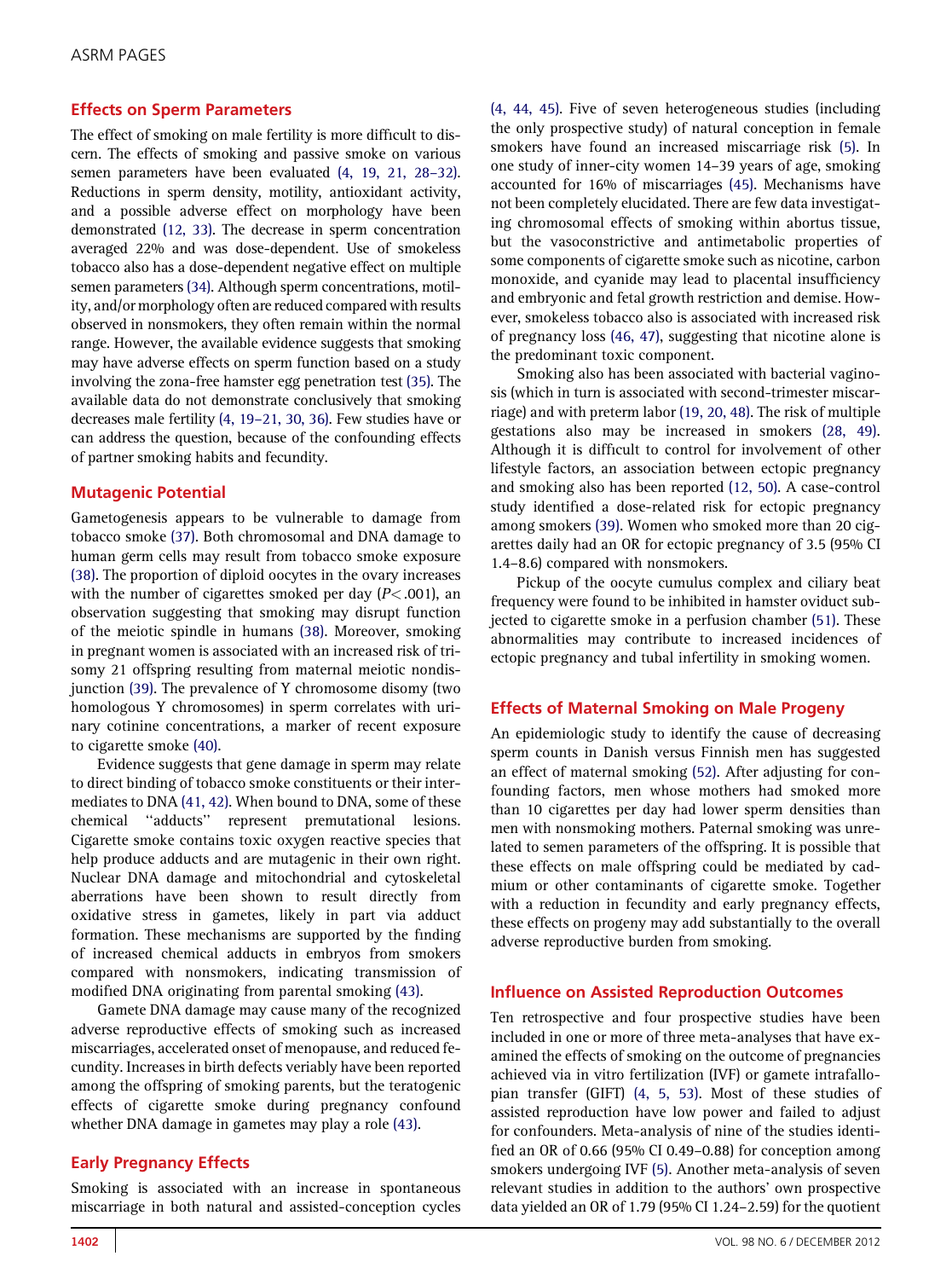## Effects on Sperm Parameters

The effect of smoking on male fertility is more difficult to discern. The effects of smoking and passive smoke on various semen parameters have been evaluated (4, 19, 21, 28–32). Reductions in sperm density, motility, antioxidant activity, and a possible adverse effect on morphology have been demonstrated (12, 33). The decrease in sperm concentration averaged 22% and was dose-dependent. Use of smokeless tobacco also has a dose-dependent negative effect on multiple semen parameters (34). Although sperm concentrations, motility, and/or morphology often are reduced compared with results observed in nonsmokers, they often remain within the normal range. However, the available evidence suggests that smoking may have adverse effects on sperm function based on a study involving the zona-free hamster egg penetration test (35). The available data do not demonstrate conclusively that smoking decreases male fertility (4, 19–21, 30, 36). Few studies have or can address the question, because of the confounding effects of partner smoking habits and fecundity.

## Mutagenic Potential

Gametogenesis appears to be vulnerable to damage from tobacco smoke (37). Both chromosomal and DNA damage to human germ cells may result from tobacco smoke exposure (38). The proportion of diploid oocytes in the ovary increases with the number of cigarettes smoked per day ($P < .001$), an observation suggesting that smoking may disrupt function of the meiotic spindle in humans (38). Moreover, smoking in pregnant women is associated with an increased risk of trisomy 21 offspring resulting from maternal meiotic nondisjunction (39). The prevalence of Y chromosome disomy (two homologous Y chromosomes) in sperm correlates with urinary cotinine concentrations, a marker of recent exposure to cigarette smoke (40).

Evidence suggests that gene damage in sperm may relate to direct binding of tobacco smoke constituents or their intermediates to DNA (41, 42). When bound to DNA, some of these chemical ''adducts'' represent premutational lesions. Cigarette smoke contains toxic oxygen reactive species that help produce adducts and are mutagenic in their own right. Nuclear DNA damage and mitochondrial and cytoskeletal aberrations have been shown to result directly from oxidative stress in gametes, likely in part via adduct formation. These mechanisms are supported by the finding of increased chemical adducts in embryos from smokers compared with nonsmokers, indicating transmission of modified DNA originating from parental smoking (43).

Gamete DNA damage may cause many of the recognized adverse reproductive effects of smoking such as increased miscarriages, accelerated onset of menopause, and reduced fecundity. Increases in birth defects veriably have been reported among the offspring of smoking parents, but the teratogenic effects of cigarette smoke during pregnancy confound whether DNA damage in gametes may play a role (43).

## Early Pregnancy Effects

Smoking is associated with an increase in spontaneous miscarriage in both natural and assisted-conception cycles (4, 44, 45). Five of seven heterogeneous studies (including the only prospective study) of natural conception in female smokers have found an increased miscarriage risk (5). In one study of inner-city women 14–39 years of age, smoking accounted for 16% of miscarriages (45). Mechanisms have not been completely elucidated. There are few data investigating chromosomal effects of smoking within abortus tissue, but the vasoconstrictive and antimetabolic properties of some components of cigarette smoke such as nicotine, carbon monoxide, and cyanide may lead to placental insufficiency and embryonic and fetal growth restriction and demise. However, smokeless tobacco also is associated with increased risk of pregnancy loss (46, 47), suggesting that nicotine alone is the predominant toxic component.

Smoking also has been associated with bacterial vaginosis (which in turn is associated with second-trimester miscarriage) and with preterm labor (19, 20, 48). The risk of multiple gestations also may be increased in smokers (28, 49). Although it is difficult to control for involvement of other lifestyle factors, an association between ectopic pregnancy and smoking also has been reported (12, 50). A case-control study identified a dose-related risk for ectopic pregnancy among smokers (39). Women who smoked more than 20 cigarettes daily had an OR for ectopic pregnancy of 3.5 (95% CI 1.4–8.6) compared with nonsmokers.

Pickup of the oocyte cumulus complex and ciliary beat frequency were found to be inhibited in hamster oviduct subjected to cigarette smoke in a perfusion chamber (51). These abnormalities may contribute to increased incidences of ectopic pregnancy and tubal infertility in smoking women.

## Effects of Maternal Smoking on Male Progeny

An epidemiologic study to identify the cause of decreasing sperm counts in Danish versus Finnish men has suggested an effect of maternal smoking (52). After adjusting for confounding factors, men whose mothers had smoked more than 10 cigarettes per day had lower sperm densities than men with nonsmoking mothers. Paternal smoking was unrelated to semen parameters of the offspring. It is possible that these effects on male offspring could be mediated by cadmium or other contaminants of cigarette smoke. Together with a reduction in fecundity and early pregnancy effects, these effects on progeny may add substantially to the overall adverse reproductive burden from smoking.

## Influence on Assisted Reproduction Outcomes

Ten retrospective and four prospective studies have been included in one or more of three meta-analyses that have examined the effects of smoking on the outcome of pregnancies achieved via in vitro fertilization (IVF) or gamete intrafallopian transfer (GIFT) (4, 5, 53). Most of these studies of assisted reproduction have low power and failed to adjust for confounders. Meta-analysis of nine of the studies identified an OR of 0.66 (95% CI 0.49–0.88) for conception among smokers undergoing IVF (5). Another meta-analysis of seven relevant studies in addition to the authors' own prospective data yielded an OR of 1.79 (95% CI 1.24–2.59) for the quotient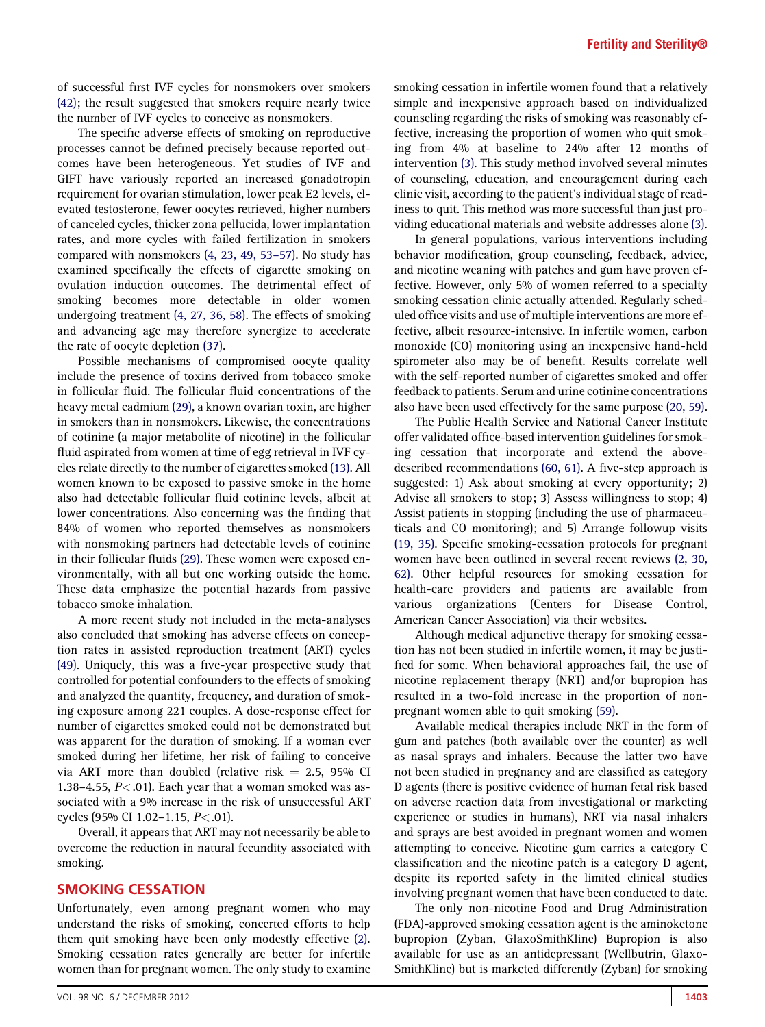of successful first IVF cycles for nonsmokers over smokers (42); the result suggested that smokers require nearly twice the number of IVF cycles to conceive as nonsmokers.

The specific adverse effects of smoking on reproductive processes cannot be defined precisely because reported outcomes have been heterogeneous. Yet studies of IVF and GIFT have variously reported an increased gonadotropin requirement for ovarian stimulation, lower peak E2 levels, elevated testosterone, fewer oocytes retrieved, higher numbers of canceled cycles, thicker zona pellucida, lower implantation rates, and more cycles with failed fertilization in smokers compared with nonsmokers (4, 23, 49, 53–57). No study has examined specifically the effects of cigarette smoking on ovulation induction outcomes. The detrimental effect of smoking becomes more detectable in older women undergoing treatment (4, 27, 36, 58). The effects of smoking and advancing age may therefore synergize to accelerate the rate of oocyte depletion (37).

Possible mechanisms of compromised oocyte quality include the presence of toxins derived from tobacco smoke in follicular fluid. The follicular fluid concentrations of the heavy metal cadmium (29), a known ovarian toxin, are higher in smokers than in nonsmokers. Likewise, the concentrations of cotinine (a major metabolite of nicotine) in the follicular fluid aspirated from women at time of egg retrieval in IVF cycles relate directly to the number of cigarettes smoked (13). All women known to be exposed to passive smoke in the home also had detectable follicular fluid cotinine levels, albeit at lower concentrations. Also concerning was the finding that 84% of women who reported themselves as nonsmokers with nonsmoking partners had detectable levels of cotinine in their follicular fluids (29). These women were exposed environmentally, with all but one working outside the home. These data emphasize the potential hazards from passive tobacco smoke inhalation.

A more recent study not included in the meta-analyses also concluded that smoking has adverse effects on conception rates in assisted reproduction treatment (ART) cycles (49). Uniquely, this was a five-year prospective study that controlled for potential confounders to the effects of smoking and analyzed the quantity, frequency, and duration of smoking exposure among 221 couples. A dose-response effect for number of cigarettes smoked could not be demonstrated but was apparent for the duration of smoking. If a woman ever smoked during her lifetime, her risk of failing to conceive via ART more than doubled (relative risk = 2.5, 95% CI 1.38–4.55, $P<.01$). Each year that a woman smoked was associated with a 9% increase in the risk of unsuccessful ART cycles (95% CI 1.02–1.15, $P<.01$).

Overall, it appears that ART may not necessarily be able to overcome the reduction in natural fecundity associated with smoking.

## SMOKING CESSATION

Unfortunately, even among pregnant women who may understand the risks of smoking, concerted efforts to help them quit smoking have been only modestly effective (2). Smoking cessation rates generally are better for infertile women than for pregnant women. The only study to examine smoking cessation in infertile women found that a relatively simple and inexpensive approach based on individualized counseling regarding the risks of smoking was reasonably effective, increasing the proportion of women who quit smoking from 4% at baseline to 24% after 12 months of intervention (3). This study method involved several minutes of counseling, education, and encouragement during each clinic visit, according to the patient's individual stage of readiness to quit. This method was more successful than just providing educational materials and website addresses alone (3).

In general populations, various interventions including behavior modification, group counseling, feedback, advice, and nicotine weaning with patches and gum have proven effective. However, only 5% of women referred to a specialty smoking cessation clinic actually attended. Regularly scheduled office visits and use of multiple interventions are more effective, albeit resource-intensive. In infertile women, carbon monoxide (CO) monitoring using an inexpensive hand-held spirometer also may be of benefit. Results correlate well with the self-reported number of cigarettes smoked and offer feedback to patients. Serum and urine cotinine concentrations also have been used effectively for the same purpose (20, 59).

The Public Health Service and National Cancer Institute offer validated office-based intervention guidelines for smoking cessation that incorporate and extend the above-described recommendations (60, 61). A five-step approach is suggested: 1) Ask about smoking at every opportunity; 2) Advise all smokers to stop; 3) Assess willingness to stop; 4) Assist patients in stopping (including the use of pharmaceuticals and CO monitoring); and 5) Arrange followup visits (19, 35). Specific smoking-cessation protocols for pregnant women have been outlined in several recent reviews (2, 30, 62). Other helpful resources for smoking cessation for health-care providers and patients are available from various organizations (Centers for Disease Control, American Cancer Association) via their websites.

Although medical adjunctive therapy for smoking cessation has not been studied in infertile women, it may be justified for some. When behavioral approaches fail, the use of nicotine replacement therapy (NRT) and/or bupropion has resulted in a two-fold increase in the proportion of nonpregnant women able to quit smoking (59).

Available medical therapies include NRT in the form of gum and patches (both available over the counter) as well as nasal sprays and inhalers. Because the latter two have not been studied in pregnancy and are classified as category D agents (there is positive evidence of human fetal risk based on adverse reaction data from investigational or marketing experience or studies in humans), NRT via nasal inhalers and sprays are best avoided in pregnant women and women attempting to conceive. Nicotine gum carries a category C classification and the nicotine patch is a category D agent, despite its reported safety in the limited clinical studies involving pregnant women that have been conducted to date.

The only non-nicotine Food and Drug Administration (FDA)-approved smoking cessation agent is the aminoketone bupropion (Zyban, GlaxoSmithKline) Bupropion is also available for use as an antidepressant (Wellbutrin, GlaxoSmithKline) but is marketed differently (Zyban) for smoking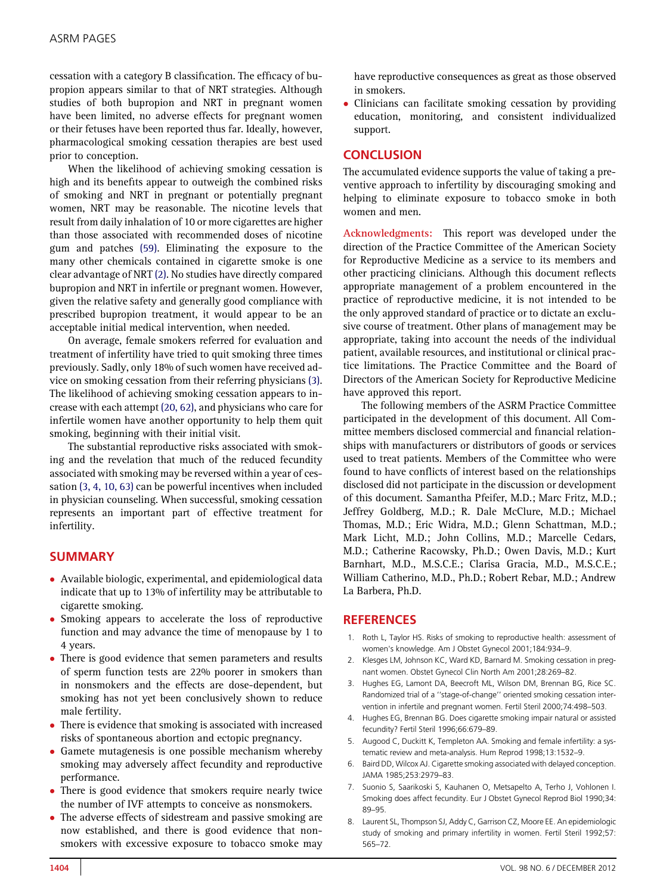cessation with a category B classification. The efficacy of bupropion appears similar to that of NRT strategies. Although studies of both bupropion and NRT in pregnant women have been limited, no adverse effects for pregnant women or their fetuses have been reported thus far. Ideally, however, pharmacological smoking cessation therapies are best used prior to conception.

When the likelihood of achieving smoking cessation is high and its benefits appear to outweigh the combined risks of smoking and NRT in pregnant or potentially pregnant women, NRT may be reasonable. The nicotine levels that result from daily inhalation of 10 or more cigarettes are higher than those associated with recommended doses of nicotine gum and patches (59). Eliminating the exposure to the many other chemicals contained in cigarette smoke is one clear advantage of NRT (2). No studies have directly compared bupropion and NRT in infertile or pregnant women. However, given the relative safety and generally good compliance with prescribed bupropion treatment, it would appear to be an acceptable initial medical intervention, when needed.

On average, female smokers referred for evaluation and treatment of infertility have tried to quit smoking three times previously. Sadly, only 18% of such women have received advice on smoking cessation from their referring physicians (3). The likelihood of achieving smoking cessation appears to increase with each attempt (20, 62), and physicians who care for infertile women have another opportunity to help them quit smoking, beginning with their initial visit.

The substantial reproductive risks associated with smoking and the revelation that much of the reduced fecundity associated with smoking may be reversed within a year of cessation (3, 4, 10, 63) can be powerful incentives when included in physician counseling. When successful, smoking cessation represents an important part of effective treatment for infertility.

## SUMMARY

- Available biologic, experimental, and epidemiological data indicate that up to 13% of infertility may be attributable to cigarette smoking.
- Smoking appears to accelerate the loss of reproductive function and may advance the time of menopause by 1 to 4 years.
- There is good evidence that semen parameters and results of sperm function tests are 22% poorer in smokers than in nonsmokers and the effects are dose-dependent, but smoking has not yet been conclusively shown to reduce male fertility.
- There is evidence that smoking is associated with increased risks of spontaneous abortion and ectopic pregnancy.
- Gamete mutagenesis is one possible mechanism whereby smoking may adversely affect fecundity and reproductive performance.
- There is good evidence that smokers require nearly twice the number of IVF attempts to conceive as nonsmokers.
- The adverse effects of sidestream and passive smoking are now established, and there is good evidence that nonsmokers with excessive exposure to tobacco smoke may have reproductive consequences as great as those observed in smokers.
- Clinicians can facilitate smoking cessation by providing education, monitoring, and consistent individualized support.

## CONCLUSION

The accumulated evidence supports the value of taking a preventive approach to infertility by discouraging smoking and helping to eliminate exposure to tobacco smoke in both women and men.

**Acknowledgments:** This report was developed under the direction of the Practice Committee of the American Society for Reproductive Medicine as a service to its members and other practicing clinicians. Although this document reflects appropriate management of a problem encountered in the practice of reproductive medicine, it is not intended to be the only approved standard of practice or to dictate an exclusive course of treatment. Other plans of management may be appropriate, taking into account the needs of the individual patient, available resources, and institutional or clinical practice limitations. The Practice Committee and the Board of Directors of the American Society for Reproductive Medicine have approved this report.

The following members of the ASRM Practice Committee participated in the development of this document. All Committee members disclosed commercial and financial relationships with manufacturers or distributors of goods or services used to treat patients. Members of the Committee who were found to have conflicts of interest based on the relationships disclosed did not participate in the discussion or development of this document. Samantha Pfeifer, M.D.; Marc Fritz, M.D.; Jeffrey Goldberg, M.D.; R. Dale McClure, M.D.; Michael Thomas, M.D.; Eric Widra, M.D.; Glenn Schattman, M.D.; Mark Licht, M.D.; John Collins, M.D.; Marcelle Cedars, M.D.; Catherine Racowsky, Ph.D.; Owen Davis, M.D.; Kurt Barnhart, M.D., M.S.C.E.; Clarisa Gracia, M.D., M.S.C.E.; William Catherino, M.D., Ph.D.; Robert Rebar, M.D.; Andrew La Barbera, Ph.D.

## REFERENCES

1. Roth L, Taylor HS. Risks of smoking to reproductive health: assessment of women's knowledge. Am J Obstet Gynecol 2001;184:934–9.
2. Klesges LM, Johnson KC, Ward KD, Barnard M. Smoking cessation in pregnant women. Obstet Gynecol Clin North Am 2001;28:269–82.
3. Hughes EG, Lamont DA, Beecroft ML, Wilson DM, Brennan BG, Rice SC. Randomized trial of a ''stage-of-change'' oriented smoking cessation intervention in infertile and pregnant women. Fertil Steril 2000;74:498–503.
4. Hughes EG, Brennan BG. Does cigarette smoking impair natural or assisted fecundity? Fertil Steril 1996;66:679–89.
5. Augood C, Duckitt K, Templeton AA. Smoking and female infertility: a systematic review and meta-analysis. Hum Reprod 1998;13:1532–9.
6. Baird DD, Wilcox AJ. Cigarette smoking associated with delayed conception. JAMA 1985;253:2979–83.
7. Suonio S, Saarikoski S, Kauhanen O, Metsapelto A, Terho J, Vohlonen I. Smoking does affect fecundity. Eur J Obstet Gynecol Reprod Biol 1990;34: 89–95.
8. Laurent SL, Thompson SJ, Addy C, Garrison CZ, Moore EE. An epidemiologic study of smoking and primary infertility in women. Fertil Steril 1992;57: 565–72.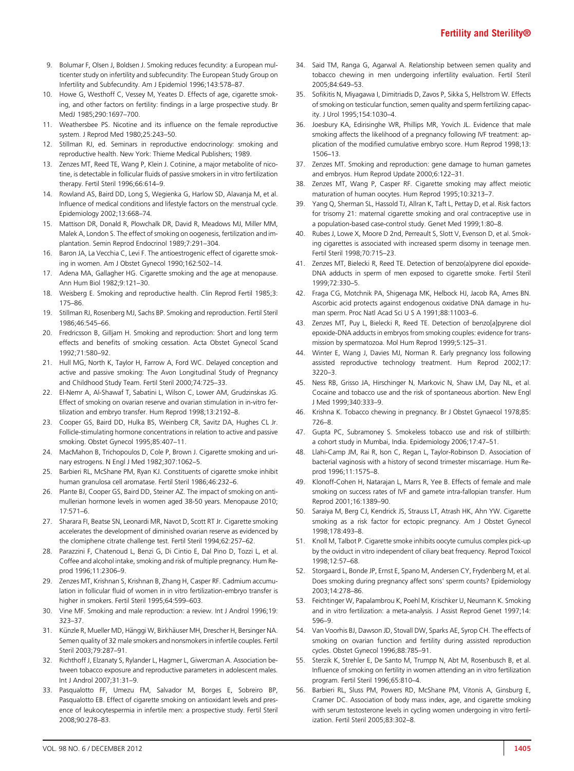9. Bolumar F, Olsen J, Boldsen J. Smoking reduces fecundity: a European multicenter study on infertility and subfecundity: The European Study Group on Infertility and Subfecundity. Am J Epidemiol 1996;143:578–87.
10. Howe G, Westhoff C, Vessey M, Yeates D. Effects of age, cigarette smoking, and other factors on fertility: findings in a large prospective study. Br MedJ 1985;290:1697–700.
11. Weathersbee PS. Nicotine and its influence on the female reproductive system. J Reprod Med 1980;25:243–50.
12. Stillman RJ, ed. Seminars in reproductive endocrinology: smoking and reproductive health. New York: Thieme Medical Publishers; 1989.
13. Zenzes MT, Reed TE, Wang P, Klein J. Cotinine, a major metabolite of nicotine, is detectable in follicular fluids of passive smokers in in vitro fertilization therapy. Fertil Steril 1996;66:614–9.
14. Rowland AS, Baird DD, Long S, Wegienka G, Harlow SD, Alavanja M, et al. Influence of medical conditions and lifestyle factors on the menstrual cycle. Epidemiology 2002;13:668–74.
15. Mattison DR, Donald R, Plowchalk DR, David R, Meadows MJ, Miller MM, Malek A, London S. The effect of smoking on oogenesis, fertilization and implantation. Semin Reprod Endocrinol 1989;7:291–304.
16. Baron JA, La Vecchia C, Levi F. The antioestrogenic effect of cigarette smoking in women. Am J Obstet Gynecol 1990;162:502–14.
17. Adena MA, Gallagher HG. Cigarette smoking and the age at menopause. Ann Hum Biol 1982;9:121–30.
18. Weisberg E. Smoking and reproductive health. Clin Reprod Fertil 1985;3: 175–86.
19. Stillman RJ, Rosenberg MJ, Sachs BP. Smoking and reproduction. Fertil Steril 1986;46:545–66.
20. Fredricsson B, Gilljam H. Smoking and reproduction: Short and long term effects and benefits of smoking cessation. Acta Obstet Gynecol Scand 1992;71:580–92.
21. Hull MG, North K, Taylor H, Farrow A, Ford WC. Delayed conception and active and passive smoking: The Avon Longitudinal Study of Pregnancy and Childhood Study Team. Fertil Steril 2000;74:725–33.
22. El-Nemr A, Al-Shawaf T, Sabatini L, Wilson C, Lower AM, Grudzinskas JG. Effect of smoking on ovarian reserve and ovarian stimulation in in-vitro fertilization and embryo transfer. Hum Reprod 1998;13:2192–8.
23. Cooper GS, Baird DD, Hulka BS, Weinberg CR, Savitz DA, Hughes CL Jr. Follicle-stimulating hormone concentrations in relation to active and passive smoking. Obstet Gynecol 1995;85:407–11.
24. MacMahon B, Trichopoulos D, Cole P, Brown J. Cigarette smoking and urinary estrogens. N Engl J Med 1982;307:1062–5.
25. Barbieri RL, McShane PM, Ryan KJ. Constituents of cigarette smoke inhibit human granulosa cell aromatase. Fertil Steril 1986;46:232–6.
26. Plante BJ, Cooper GS, Baird DD, Steiner AZ. The impact of smoking on antimullerian hormone levels in women aged 38-50 years. Menopause 2010; 17:571–6.
27. Sharara FI, Beatse SN, Leonardi MR, Navot D, Scott RT Jr. Cigarette smoking accelerates the development of diminished ovarian reserve as evidenced by the clomiphene citrate challenge test. Fertil Steril 1994;62:257–62.
28. Parazzini F, Chatenoud L, Benzi G, Di Cintio E, Dal Pino D, Tozzi L, et al. Coffee and alcohol intake, smoking and risk of multiple pregnancy. Hum Reprod 1996;11:2306–9.
29. Zenzes MT, Krishnan S, Krishnan B, Zhang H, Casper RF. Cadmium accumulation in follicular fluid of women in in vitro fertilization-embryo transfer is higher in smokers. Fertil Steril 1995;64:599–603.
30. Vine MF. Smoking and male reproduction: a review. Int J Androl 1996;19: 323–37.
31. Künzle R, Mueller MD, Hänggi W, Birkhäuser MH, Drescher H, Bersinger NA. Semen quality of 32 male smokers and nonsmokers in infertile couples. Fertil Steril 2003;79:287–91.
32. Richthoff J, Elzanaty S, Rylander L, Hagmer L, Giwercman A. Association between tobacco exposure and reproductive parameters in adolescent males. Int J Androl 2007;31:31–9.
33. Pasqualotto FF, Umezu FM, Salvador M, Borges E, Sobreiro BP, Pasqualotto EB. Effect of cigarette smoking on antioxidant levels and presence of leukocytespermia in infertile men: a prospective study. Fertil Steril 2008;90:278–83.
34. Said TM, Ranga G, Agarwal A. Relationship between semen quality and tobacco chewing in men undergoing infertility evaluation. Fertil Steril 2005;84:649–53.
35. Sofikitis N, Miyagawa I, Dimitriadis D, Zavos P, Sikka S, Hellstrom W. Effects of smoking on testicular function, semen quality and sperm fertilizing capacity. J Urol 1995;154:1030–4.
36. Joesbury KA, Edirisinghe WR, Phillips MR, Yovich JL. Evidence that male smoking affects the likelihood of a pregnancy following IVF treatment: application of the modified cumulative embryo score. Hum Reprod 1998;13: 1506–13.
37. Zenzes MT. Smoking and reproduction: gene damage to human gametes and embryos. Hum Reprod Update 2000;6:122–31.
38. Zenzes MT, Wang P, Casper RF. Cigarette smoking may affect meiotic maturation of human oocytes. Hum Reprod 1995;10:3213–7.
39. Yang Q, Sherman SL, Hassold TJ, Allran K, Taft L, Pettay D, et al. Risk factors for trisomy 21: maternal cigarette smoking and oral contraceptive use in a population-based case-control study. Genet Med 1999;1:80–8.
40. Rubes J, Lowe X, Moore D 2nd, Perreault S, Slott V, Evenson D, et al. Smoking cigarettes is associated with increased sperm disomy in teenage men. Fertil Steril 1998;70:715–23.
41. Zenzes MT, Bielecki R, Reed TE. Detection of benzo(a)pyrene diol epoxide-DNA adducts in sperm of men exposed to cigarette smoke. Fertil Steril 1999;72:330–5.
42. Fraga CG, Motchnik PA, Shigenaga MK, Helbock HJ, Jacob RA, Ames BN. Ascorbic acid protects against endogenous oxidative DNA damage in human sperm. Proc Natl Acad Sci U S A 1991;88:11003–6.
43. Zenzes MT, Puy L, Bielecki R, Reed TE. Detection of benzo[a]pyrene diol epoxide-DNA adducts in embryos from smoking couples: evidence for transmission by spermatozoa. Mol Hum Reprod 1999;5:125–31.
44. Winter E, Wang J, Davies MJ, Norman R. Early pregnancy loss following assisted reproductive technology treatment. Hum Reprod 2002;17: 3220–3.
45. Ness RB, Grisso JA, Hirschinger N, Markovic N, Shaw LM, Day NL, et al. Cocaine and tobacco use and the risk of spontaneous abortion. New Engl J Med 1999;340:333–9.
46. Krishna K. Tobacco chewing in pregnancy. Br J Obstet Gynaecol 1978;85: 726–8.
47. Gupta PC, Subramoney S. Smokeless tobacco use and risk of stillbirth: a cohort study in Mumbai, India. Epidemiology 2006;17:47–51.
48. Llahi-Camp JM, Rai R, Ison C, Regan L, Taylor-Robinson D. Association of bacterial vaginosis with a history of second trimester miscarriage. Hum Reprod 1996;11:1575–8.
49. Klonoff-Cohen H, Natarajan L, Marrs R, Yee B. Effects of female and male smoking on success rates of IVF and gamete intra-fallopian transfer. Hum Reprod 2001;16:1389–90.
50. Saraiya M, Berg CJ, Kendrick JS, Strauss LT, Atrash HK, Ahn YW. Cigarette smoking as a risk factor for ectopic pregnancy. Am J Obstet Gynecol 1998;178:493–8.
51. Knoll M, Talbot P. Cigarette smoke inhibits oocyte cumulus complex pick-up by the oviduct in vitro independent of ciliary beat frequency. Reprod Toxicol 1998;12:57–68.
52. Storgaard L, Bonde JP, Ernst E, Spano M, Andersen CY, Frydenberg M, et al. Does smoking during pregnancy affect sons' sperm counts? Epidemiology 2003;14:278–86.
53. Feichtinger W, Papalambrou K, Poehl M, Krischker U, Neumann K. Smoking and in vitro fertilization: a meta-analysis. J Assist Reprod Genet 1997;14: 596–9.
54. Van Voorhis BJ, Dawson JD, Stovall DW, Sparks AE, Syrop CH. The effects of smoking on ovarian function and fertility during assisted reproduction cycles. Obstet Gynecol 1996;88:785–91.
55. Sterzik K, Strehler E, De Santo M, Trumpp N, Abt M, Rosenbusch B, et al. Influence of smoking on fertility in women attending an in vitro fertilization program. Fertil Steril 1996;65:810–4.
56. Barbieri RL, Sluss PM, Powers RD, McShane PM, Vitonis A, Ginsburg E, Cramer DC. Association of body mass index, age, and cigarette smoking with serum testosterone levels in cycling women undergoing in vitro fertilization. Fertil Steril 2005;83:302–8.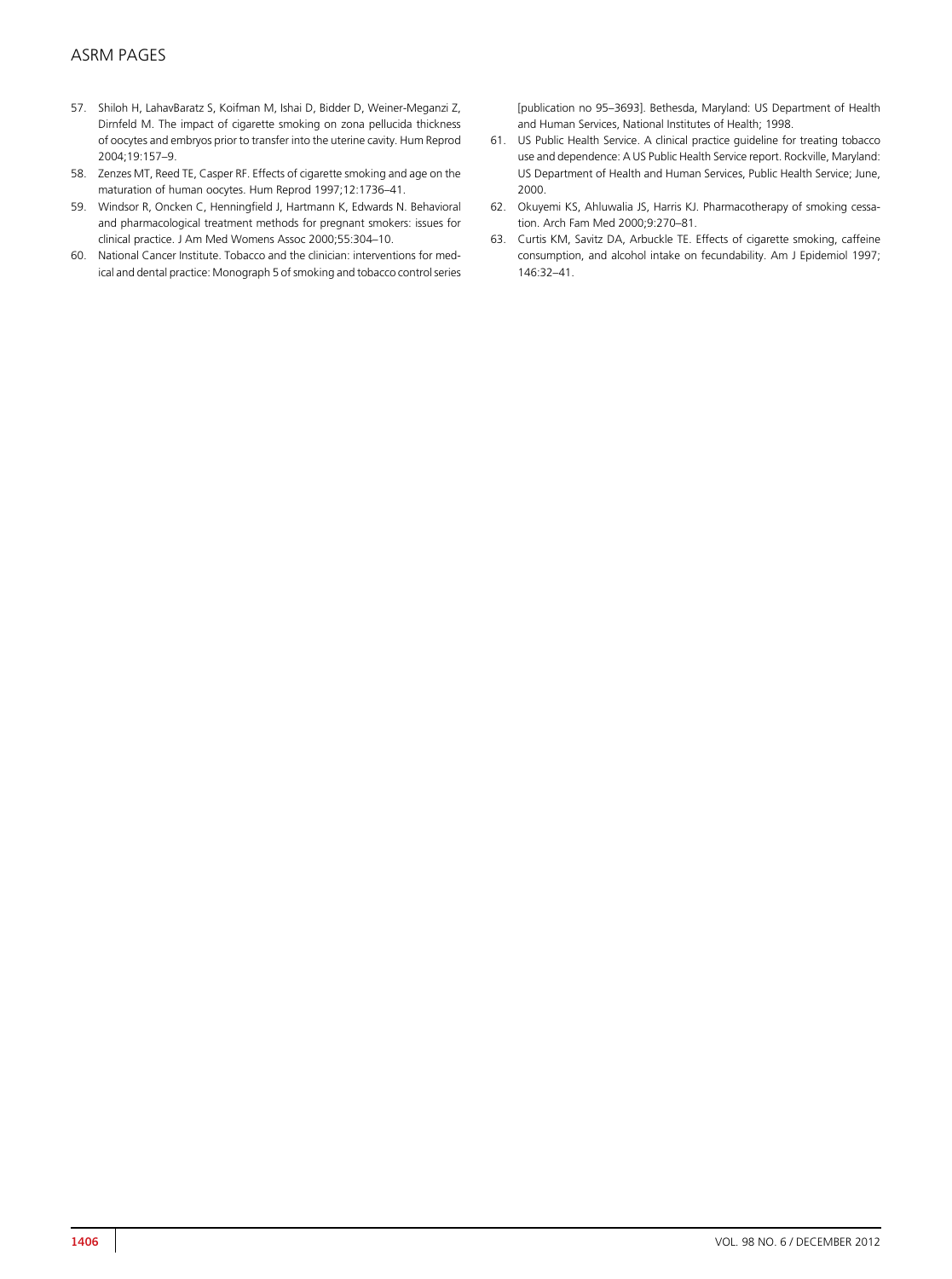57. Shiloh H, LahavBaratz S, Koifman M, Ishai D, Bidder D, Weiner-Meganzi Z, Dirnfeld M. The impact of cigarette smoking on zona pellucida thickness of oocytes and embryos prior to transfer into the uterine cavity. Hum Reprod 2004;19:157–9.
58. Zenzes MT, Reed TE, Casper RF. Effects of cigarette smoking and age on the maturation of human oocytes. Hum Reprod 1997;12:1736–41.
59. Windsor R, Oncken C, Henningfield J, Hartmann K, Edwards N. Behavioral and pharmacological treatment methods for pregnant smokers: issues for clinical practice. J Am Med Womens Assoc 2000;55:304–10.
60. National Cancer Institute. Tobacco and the clinician: interventions for medical and dental practice: Monograph 5 of smoking and tobacco control series [publication no 95–3693]. Bethesda, Maryland: US Department of Health and Human Services, National Institutes of Health; 1998.
61. US Public Health Service. A clinical practice guideline for treating tobacco use and dependence: A US Public Health Service report. Rockville, Maryland: US Department of Health and Human Services, Public Health Service; June, 2000.
62. Okuyemi KS, Ahluwalia JS, Harris KJ. Pharmacotherapy of smoking cessation. Arch Fam Med 2000;9:270–81.
63. Curtis KM, Savitz DA, Arbuckle TE. Effects of cigarette smoking, caffeine consumption, and alcohol intake on fecundability. Am J Epidemiol 1997; 146:32–41.